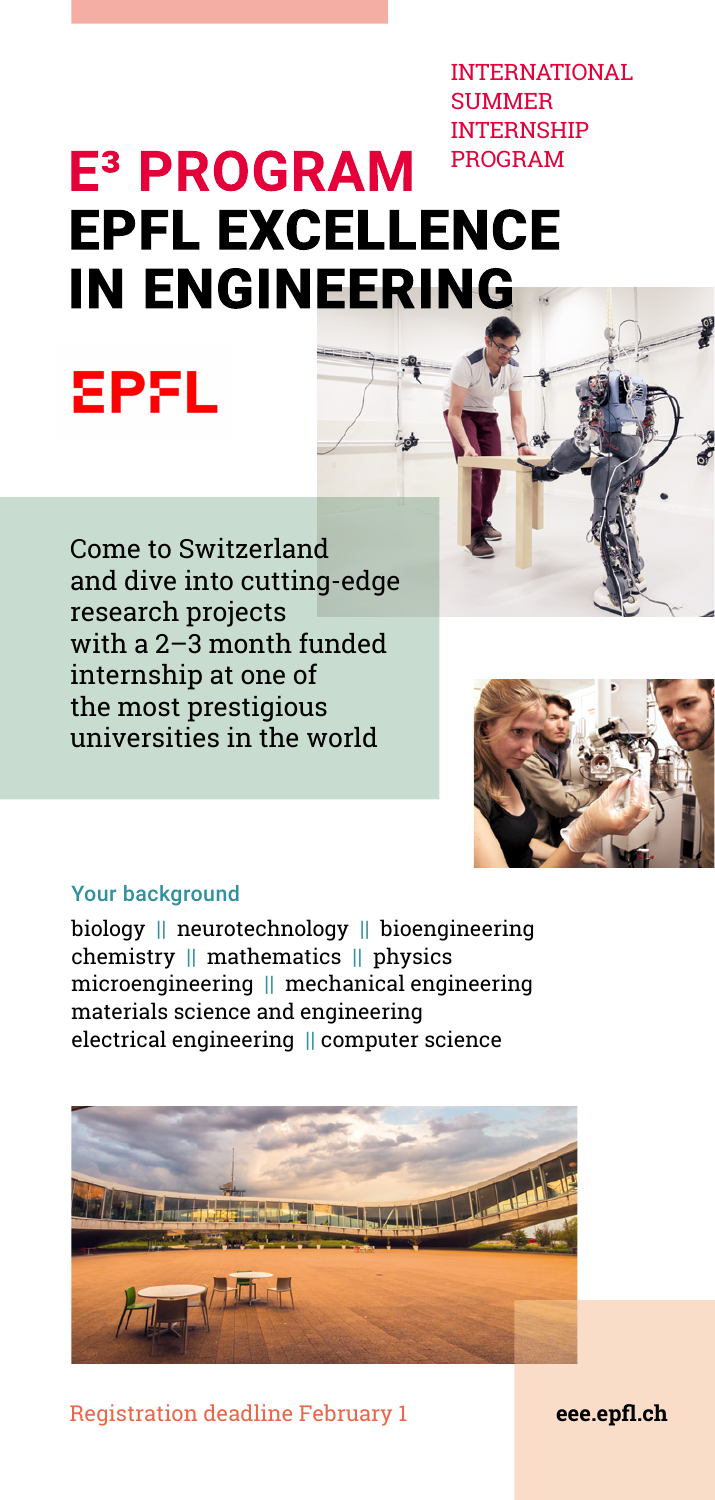INTERNATIONAL SUMMER INTERNSHIP PROGRAM

# E³ PROGRAM EPFL EXCELLENCE IN ENGINEERING

EPFL

Come to Switzerland and dive into cutting-edge research projects with a 2–3 month funded internship at one of the most prestigious universities in the world

## Your background

biology || neurotechnology || bioengineering
chemistry || mathematics || physics
microengineering || mechanical engineering
materials science and engineering
electrical engineering || computer science

Registration deadline February 1

**eee.epfl.ch**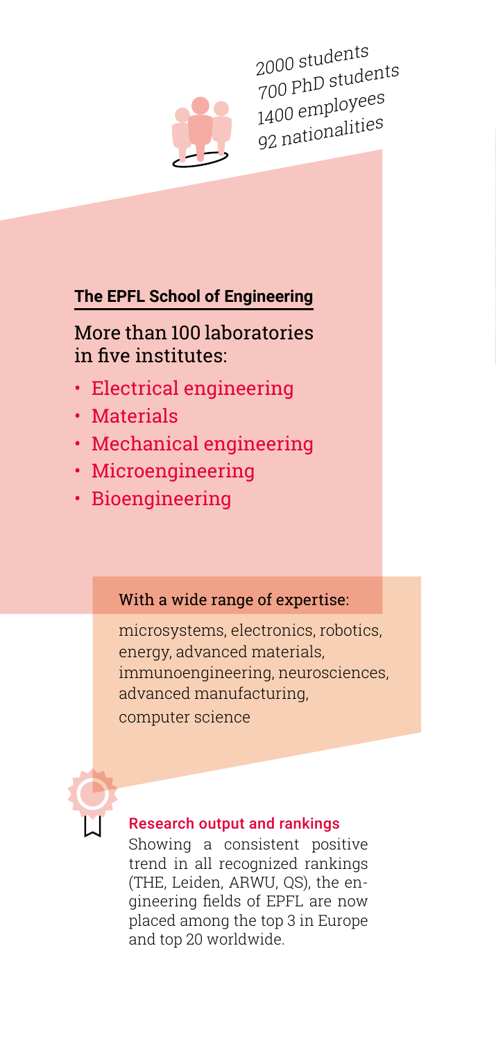2000 students
700 PhD students
1400 employees
92 nationalities

## The EPFL School of Engineering

More than 100 laboratories in five institutes:

- Electrical engineering
- Materials
- Mechanical engineering
- Microengineering
- Bioengineering

With a wide range of expertise:

microsystems, electronics, robotics, energy, advanced materials, immunoengineering, neurosciences, advanced manufacturing, computer science

### Research output and rankings

Showing a consistent positive trend in all recognized rankings (THE, Leiden, ARWU, QS), the engineering fields of EPFL are now placed among the top 3 in Europe and top 20 worldwide.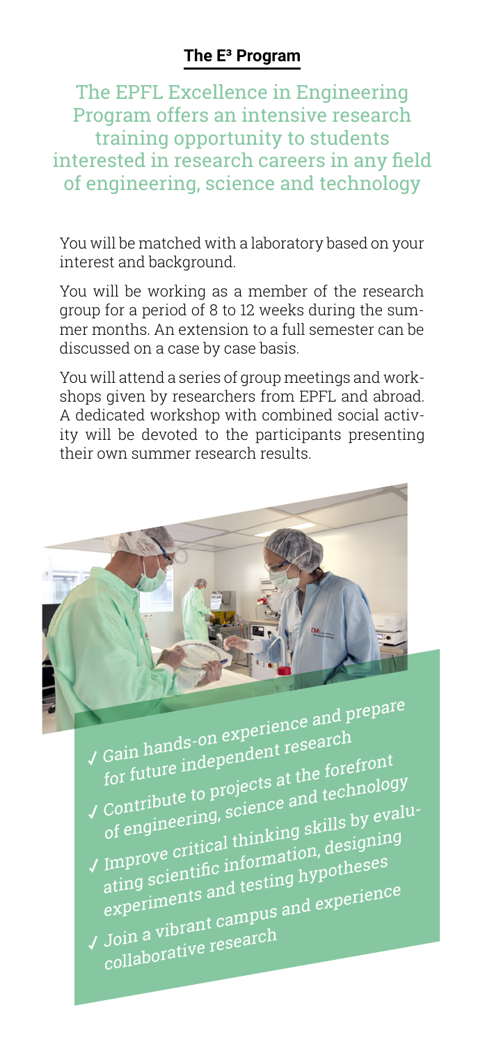## The E³ Program

The EPFL Excellence in Engineering Program offers an intensive research training opportunity to students interested in research careers in any field of engineering, science and technology

You will be matched with a laboratory based on your interest and background.

You will be working as a member of the research group for a period of 8 to 12 weeks during the summer months. An extension to a full semester can be discussed on a case by case basis.

You will attend a series of group meetings and workshops given by researchers from EPFL and abroad. A dedicated workshop with combined social activity will be devoted to the participants presenting their own summer research results.

- ✓ Gain hands-on experience and prepare for future independent research
- ✓ Contribute to projects at the forefront of engineering, science and technology
- ✓ Improve critical thinking skills by evaluating scientific information, designing experiments and testing hypotheses
- ✓ Join a vibrant campus and experience collaborative research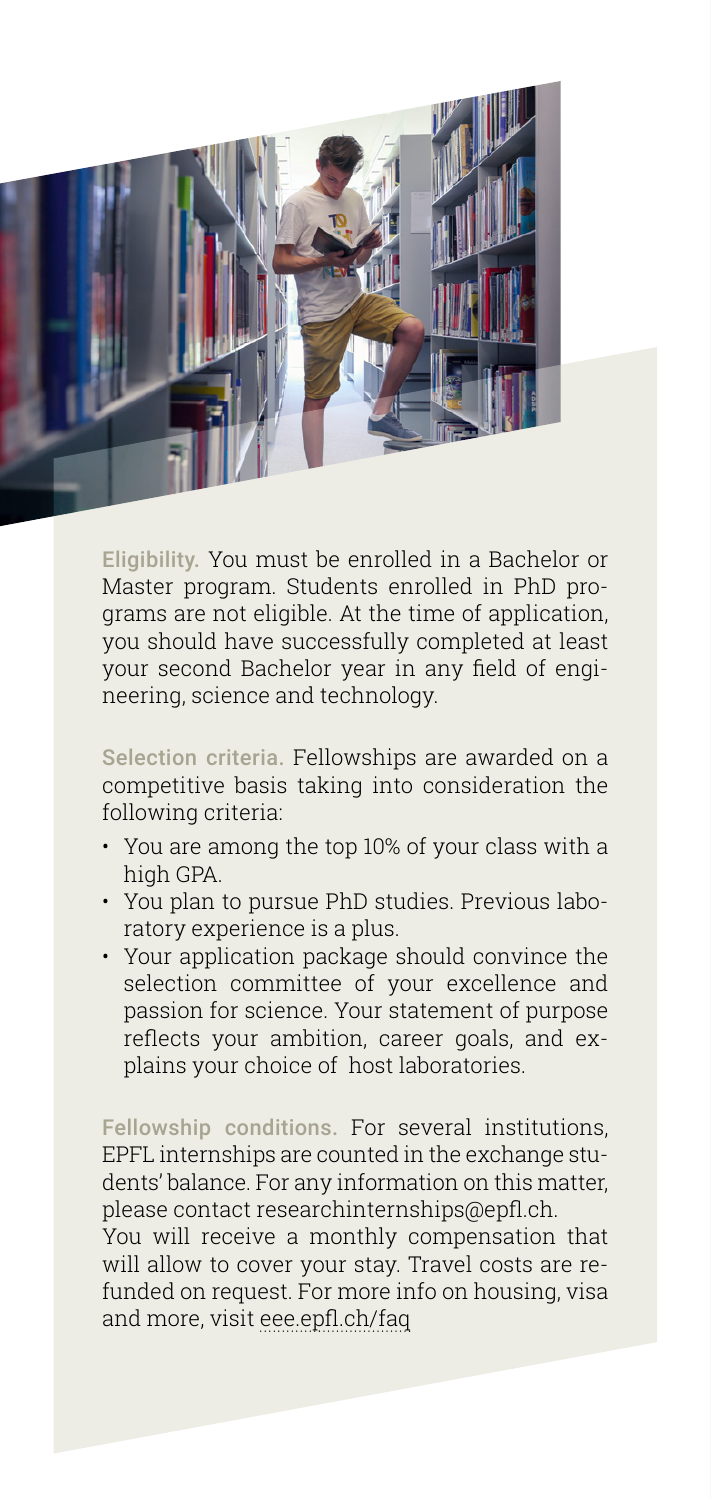**Eligibility.** You must be enrolled in a Bachelor or Master program. Students enrolled in PhD programs are not eligible. At the time of application, you should have successfully completed at least your second Bachelor year in any field of engineering, science and technology.

**Selection criteria.** Fellowships are awarded on a competitive basis taking into consideration the following criteria:

- You are among the top 10% of your class with a high GPA.
- You plan to pursue PhD studies. Previous laboratory experience is a plus.
- Your application package should convince the selection committee of your excellence and passion for science. Your statement of purpose reflects your ambition, career goals, and explains your choice of host laboratories.

**Fellowship conditions.** For several institutions, EPFL internships are counted in the exchange students' balance. For any information on this matter, please contact researchinternships@epfl.ch.
You will receive a monthly compensation that will allow to cover your stay. Travel costs are refunded on request. For more info on housing, visa and more, visit eee.epfl.ch/faq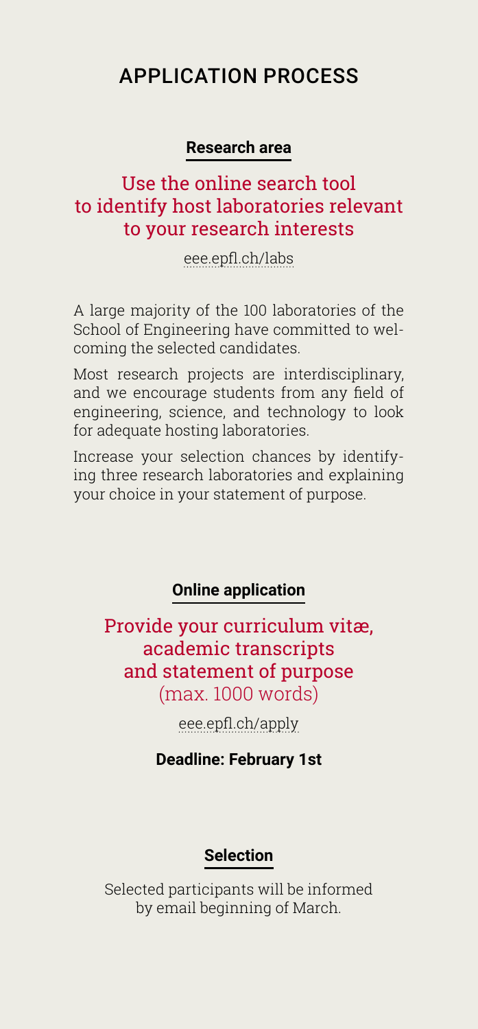# APPLICATION PROCESS

### Research area

## Use the online search tool to identify host laboratories relevant to your research interests

eee.epfl.ch/labs

A large majority of the 100 laboratories of the School of Engineering have committed to welcoming the selected candidates.

Most research projects are interdisciplinary, and we encourage students from any field of engineering, science, and technology to look for adequate hosting laboratories.

Increase your selection chances by identifying three research laboratories and explaining your choice in your statement of purpose.

### Online application

## Provide your curriculum vitæ, academic transcripts and statement of purpose (max. 1000 words)

eee.epfl.ch/apply

**Deadline: February 1st**

### Selection

Selected participants will be informed by email beginning of March.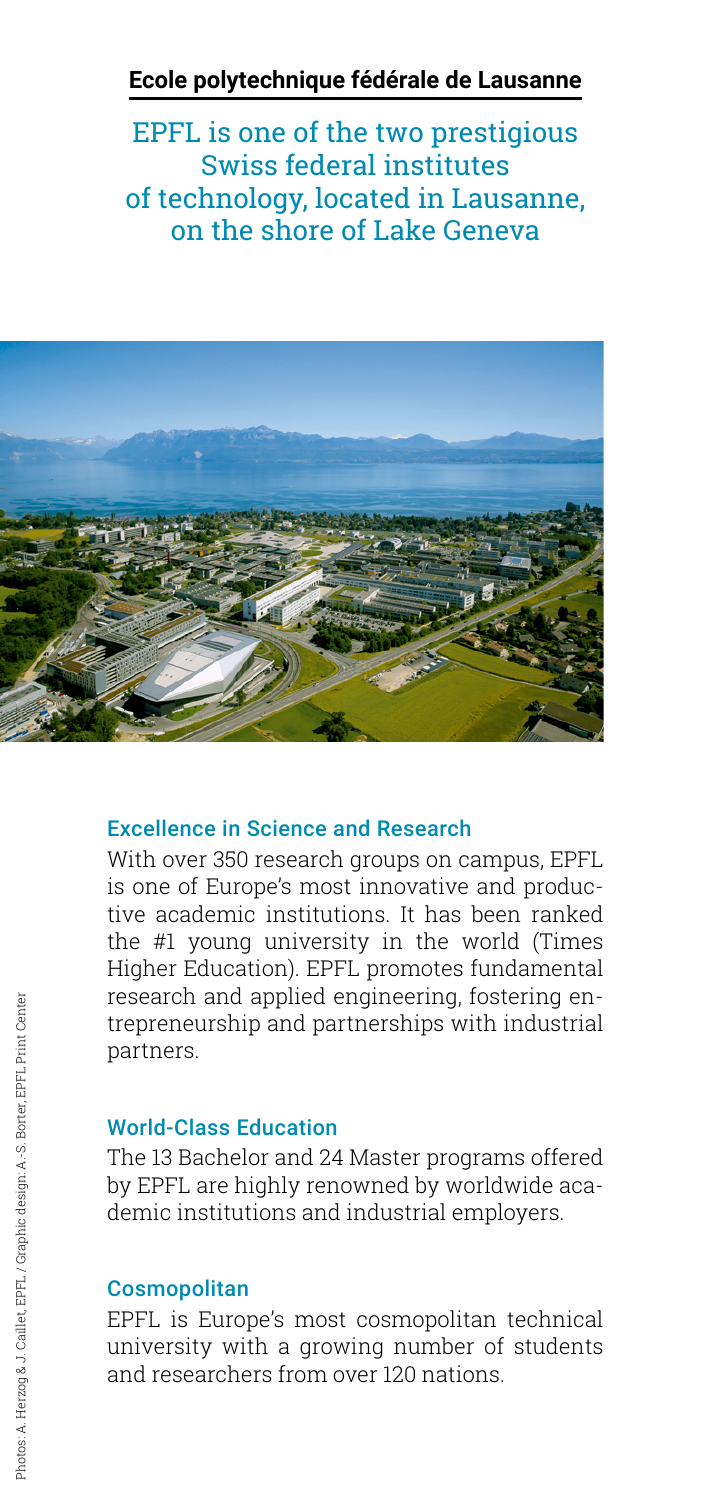## Ecole polytechnique fédérale de Lausanne

EPFL is one of the two prestigious Swiss federal institutes of technology, located in Lausanne, on the shore of Lake Geneva

### Excellence in Science and Research

With over 350 research groups on campus, EPFL is one of Europe's most innovative and productive academic institutions. It has been ranked the #1 young university in the world (Times Higher Education). EPFL promotes fundamental research and applied engineering, fostering entrepreneurship and partnerships with industrial partners.

### World-Class Education

The 13 Bachelor and 24 Master programs offered by EPFL are highly renowned by worldwide academic institutions and industrial employers.

### Cosmopolitan

EPFL is Europe's most cosmopolitan technical university with a growing number of students and researchers from over 120 nations.

Photos: A. Herzog & J. Caillet, EPFL / Graphic design: A.-S. Borter, EPFL Print Center